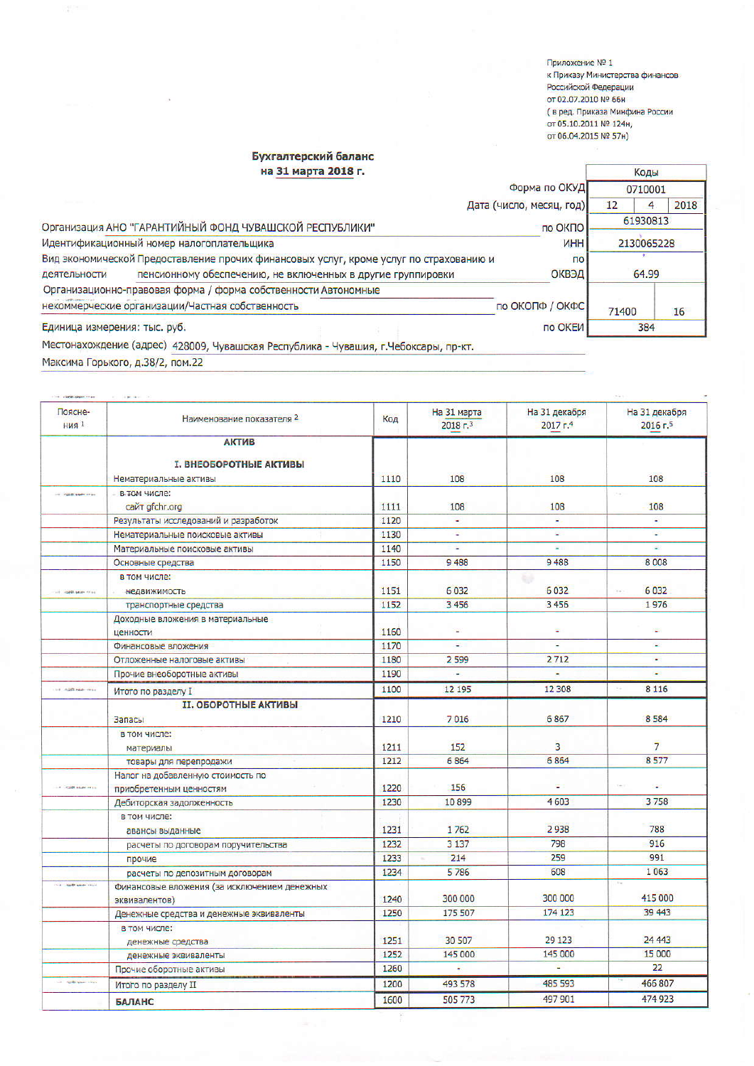Приложение № 1
к Приказу Министерства финансов
Российской Федерации
от 02.07.2010 № 66н
( в ред. Приказа Минфина России
от 05.10.2011 № 124н,
от 06.04.2015 № 57н)

## Бухгалтерский баланс
## на 31 марта 2018 г.

| | | Коды | | |
|---|---|---|---|---|
| | Форма по ОКУД | 0710001 | | |
| | Дата (число, месяц, год) | 12 | 4 | 2018 |
| Организация АНО "ГАРАНТИЙНЫЙ ФОНД ЧУВАШСКОЙ РЕСПУБЛИКИ" | по ОКПО | 61930813 | | |
| Идентификационный номер налогоплательщика | ИНН | 2130065228 | | |
| Вид экономической деятельности Предоставление прочих финансовых услуг, кроме услуг по страхованию и пенсионному обеспечению, не включенных в другие группировки | по ОКВЭД | 64.99 | | |
| Организационно-правовая форма / форма собственности Автономные некоммерческие организации/Частная собственность | по ОКОПФ / ОКФС | 71400 | 16 | |
| Единица измерения: тыс. руб. | по ОКЕИ | 384 | | |

Местонахождение (адрес) 428009, Чувашская Республика - Чувашия, г.Чебоксары, пр-кт. Максима Горького, д.38/2, пом.22

| Пояснения [1] | Наименование показателя [2] | Код | На 31 марта 2018 г.[3] | На 31 декабря 2017 г.[4] | На 31 декабря 2016 г.[5] |
|---|---|---|---|---|---|
| | **АКТИВ** | | | | |
| | **I. ВНЕОБОРОТНЫЕ АКТИВЫ** | | | | |
| | Нематериальные активы | 1110 | 108 | 108 | 108 |
| | в том числе: сайт gfchr.org | 1111 | 108 | 108 | 108 |
| | Результаты исследований и разработок | 1120 | - | - | - |
| | Нематериальные поисковые активы | 1130 | - | - | - |
| | Материальные поисковые активы | 1140 | - | - | - |
| | Основные средства | 1150 | 9 488 | 9 488 | 8 008 |
| | в том числе: недвижимость | 1151 | 6 032 | 6 032 | 6 032 |
| | транспортные средства | 1152 | 3 456 | 3 456 | 1 976 |
| | Доходные вложения в материальные ценности | 1160 | - | - | - |
| | Финансовые вложения | 1170 | - | - | - |
| | Отложенные налоговые активы | 1180 | 2 599 | 2 712 | - |
| | Прочие внеоборотные активы | 1190 | - | - | - |
| | Итого по разделу I | 1100 | 12 195 | 12 308 | 8 116 |
| | **II. ОБОРОТНЫЕ АКТИВЫ** | | | | |
| | Запасы | 1210 | 7 016 | 6 867 | 8 584 |
| | в том числе: материалы | 1211 | 152 | 3 | 7 |
| | товары для перепродажи | 1212 | 6 864 | 6 864 | 8 577 |
| | Налог на добавленную стоимость по приобретенным ценностям | 1220 | 156 | - | - |
| | Дебиторская задолженность | 1230 | 10 899 | 4 603 | 3 758 |
| | в том числе: авансы выданные | 1231 | 1 762 | 2 938 | 788 |
| | расчеты по договорам поручительства | 1232 | 3 137 | 798 | 916 |
| | прочие | 1233 | 214 | 259 | 991 |
| | расчеты по депозитным договорам | 1234 | 5 786 | 608 | 1 063 |
| | Финансовые вложения (за исключением денежных эквивалентов) | 1240 | 300 000 | 300 000 | 415 000 |
| | Денежные средства и денежные эквиваленты | 1250 | 175 507 | 174 123 | 39 443 |
| | в том числе: денежные средства | 1251 | 30 507 | 29 123 | 24 443 |
| | денежные эквиваленты | 1252 | 145 000 | 145 000 | 15 000 |
| | Прочие оборотные активы | 1260 | - | - | 22 |
| | Итого по разделу II | 1200 | 493 578 | 485 593 | 466 807 |
| | **БАЛАНС** | 1600 | 505 773 | 497 901 | 474 923 |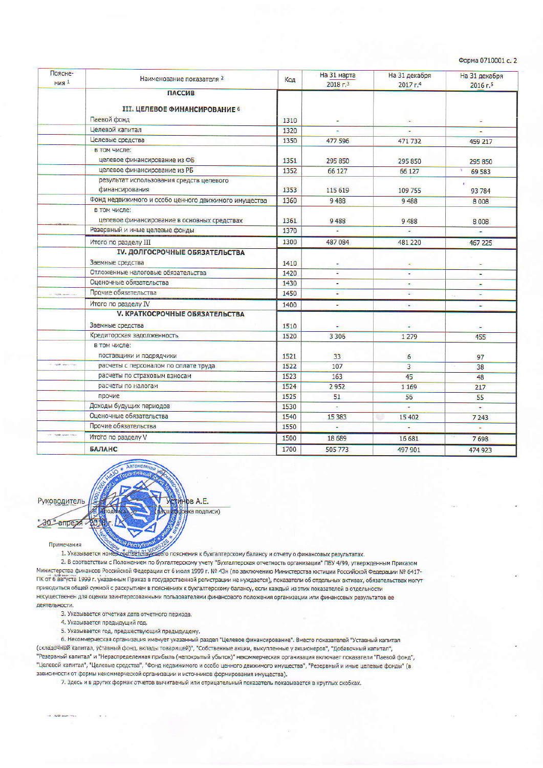Форма 0710001 с. 2

| Поясне-ния [1] | Наименование показателя [2] | Код | На 31 марта 2018 г.[3] | На 31 декабря 2017 г.[4] | На 31 декабря 2016 г.[5] |
|---|---|---|---|---|---|
| | **ПАССИВ** | | | | |
| | **III. ЦЕЛЕВОЕ ФИНАНСИРОВАНИЕ** [6] | | | | |
| | Паевой фонд | 1310 | - | - | - |
| | Целевой капитал | 1320 | - | - | - |
| | Целевые средства | 1350 | 477 596 | 471 732 | 459 217 |
| | в том числе: | | | | |
| | целевое финансирование из ФБ | 1351 | 295 850 | 295 850 | 295 850 |
| | целевое финансирование из РБ | 1352 | 66 127 | 66 127 | 69 583 |
| | результат использования средств целевого финансирования | 1353 | 115 619 | 109 755 | 93 784 |
| | Фонд недвижимого и особо ценного движимого имущества | 1360 | 9 488 | 9 488 | 8 008 |
| | в том числе: | | | | |
| | целевое финансирование в основных средствах | 1361 | 9 488 | 9 488 | 8 008 |
| | Резервный и иные целевые фонды | 1370 | - | - | - |
| | Итого по разделу III | 1300 | 487 084 | 481 220 | 467 225 |
| | **IV. ДОЛГОСРОЧНЫЕ ОБЯЗАТЕЛЬСТВА** | | | | |
| | Заемные средства | 1410 | - | - | - |
| | Отложенные налоговые обязательства | 1420 | - | - | - |
| | Оценочные обязательства | 1430 | - | - | - |
| | Прочие обязательства | 1450 | - | - | - |
| | Итого по разделу IV | 1400 | - | - | - |
| | **V. КРАТКОСРОЧНЫЕ ОБЯЗАТЕЛЬСТВА** | | | | |
| | Заемные средства | 1510 | - | - | - |
| | Кредиторская задолженность | 1520 | 3 306 | 1 279 | 455 |
| | в том числе: | | | | |
| | поставщики и подрядчики | 1521 | 33 | 6 | 97 |
| | расчеты с персоналом по оплате труда | 1522 | 107 | 3 | 38 |
| | расчеты по страховым взносам | 1523 | 163 | 45 | 48 |
| | расчеты по налогам | 1524 | 2 952 | 1 169 | 217 |
| | прочие | 1525 | 51 | 56 | 55 |
| | Доходы будущих периодов | 1530 | - | - | - |
| | Оценочные обязательства | 1540 | 15 383 | 15 402 | 7 243 |
| | Прочие обязательства | 1550 | - | - | - |
| | Итого по разделу V | 1500 | 18 689 | 16 681 | 7 698 |
| | **БАЛАНС** | 1700 | 505 773 | 497 901 | 474 923 |

Руководитель _________ (подпись) Устинов А.Е. (расшифровка подписи)

"30" апреля 2018 г.

Примечания

1. Указывается номер соответствующего пояснения к бухгалтерскому балансу и отчету о финансовых результатах.

2. В соответствии с Положением по бухгалтерскому учету "Бухгалтерская отчетность организации" ПБУ 4/99, утвержденным Приказом Министерства финансов Российской Федерации от 6 июля 1999 г. № 43н (по заключению Министерства юстиции Российской Федерации № 6417-ПК от 6 августа 1999 г. указанным Приказ в государственной регистрации не нуждается), показатели об отдельных активах, обязательствах могут приводиться общей суммой с раскрытием в пояснениях к бухгалтерскому балансу, если каждый из этих показателей в отдельности несущественен для оценки заинтересованными пользователями финансового положения организации или финансовых результатов ее деятельности.

3. Указывается отчетная дата отчетного периода.

4. Указывается предыдущий год.

5. Указывается год, предшествующий предыдущему.

6. Некоммерческая организация именует указанный раздел "Целевое финансирование". Вместо показателей "Уставный капитал (складочный капитал, уставный фонд, вклады товарищей)", "Собственные акции, выкупленные у акционеров", "Добавочный капитал", "Резервный капитал" и "Нераспределенная прибыль (непокрытый убыток)" некоммерческая организация включает показатели "Паевой фонд", "Целевой капитал", "Целевые средства", "Фонд недвижимого и особо ценного движимого имущества", "Резервный и иные целевые фонды" (в зависимости от формы некоммерческой организации и источников формирования имущества).

7. Здесь и в других формах отчетов вычитаемый или отрицательный показатель показывается в круглых скобках.